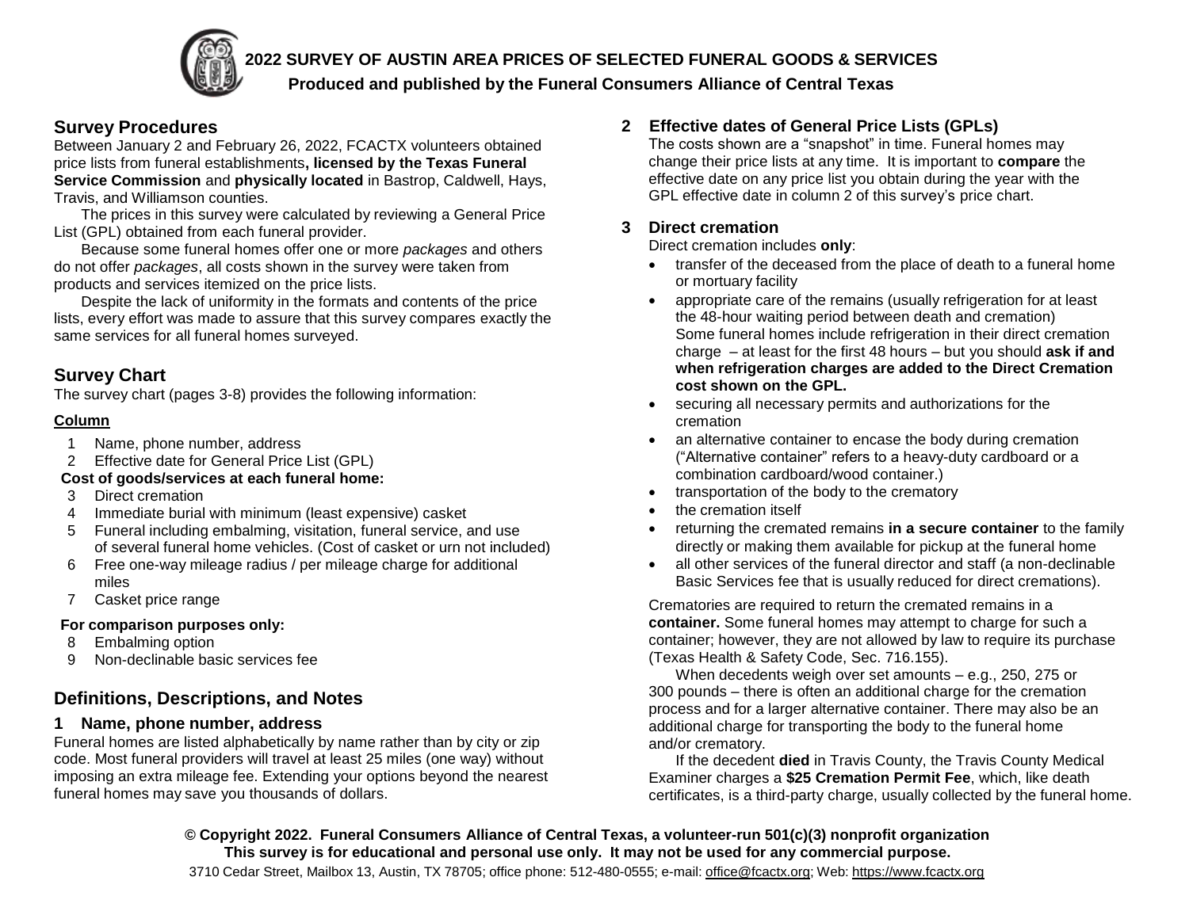# 2022 SURVEY OF AUSTIN AREA PRICES OF SELECTED FUNERAL GOODS & SERVICES

**Produced and published by the Funeral Consumers Alliance of Central Texas**

## Survey Procedures

Between January 2 and February 26, 2022, FCACTX volunteers obtained price lists from funeral establishments**, licensed by the Texas Funeral Service Commission** and **physically located** in Bastrop, Caldwell, Hays, Travis, and Williamson counties.

The prices in this survey were calculated by reviewing a General Price List (GPL) obtained from each funeral provider.

Because some funeral homes offer one or more *packages* and others do not offer *packages*, all costs shown in the survey were taken from products and services itemized on the price lists.

Despite the lack of uniformity in the formats and contents of the price lists, every effort was made to assure that this survey compares exactly the same services for all funeral homes surveyed.

## Survey Chart

The survey chart (pages 3-8) provides the following information:

**Column**

1. Name, phone number, address
2. Effective date for General Price List (GPL)

**Cost of goods/services at each funeral home:**

3. Direct cremation
4. Immediate burial with minimum (least expensive) casket
5. Funeral including embalming, visitation, funeral service, and use of several funeral home vehicles. (Cost of casket or urn not included)
6. Free one-way mileage radius / per mileage charge for additional miles
7. Casket price range

**For comparison purposes only:**

8. Embalming option
9. Non-declinable basic services fee

## Definitions, Descriptions, and Notes

### 1 Name, phone number, address

Funeral homes are listed alphabetically by name rather than by city or zip code. Most funeral providers will travel at least 25 miles (one way) without imposing an extra mileage fee. Extending your options beyond the nearest funeral homes may save you thousands of dollars.

### 2 Effective dates of General Price Lists (GPLs)

The costs shown are a "snapshot" in time. Funeral homes may change their price lists at any time. It is important to **compare** the effective date on any price list you obtain during the year with the GPL effective date in column 2 of this survey's price chart.

### 3 Direct cremation

Direct cremation includes **only**:

- transfer of the deceased from the place of death to a funeral home or mortuary facility
- appropriate care of the remains (usually refrigeration for at least the 48-hour waiting period between death and cremation) Some funeral homes include refrigeration in their direct cremation charge – at least for the first 48 hours – but you should **ask if and when refrigeration charges are added to the Direct Cremation cost shown on the GPL.**
- securing all necessary permits and authorizations for the cremation
- an alternative container to encase the body during cremation ("Alternative container" refers to a heavy-duty cardboard or a combination cardboard/wood container.)
- transportation of the body to the crematory
- the cremation itself
- returning the cremated remains **in a secure container** to the family directly or making them available for pickup at the funeral home
- all other services of the funeral director and staff (a non-declinable Basic Services fee that is usually reduced for direct cremations).

Crematories are required to return the cremated remains in a **container.** Some funeral homes may attempt to charge for such a container; however, they are not allowed by law to require its purchase (Texas Health & Safety Code, Sec. 716.155).

When decedents weigh over set amounts – e.g., 250, 275 or 300 pounds – there is often an additional charge for the cremation process and for a larger alternative container. There may also be an additional charge for transporting the body to the funeral home and/or crematory.

If the decedent **died** in Travis County, the Travis County Medical Examiner charges a **$25 Cremation Permit Fee**, which, like death certificates, is a third-party charge, usually collected by the funeral home.

**© Copyright 2022. Funeral Consumers Alliance of Central Texas, a volunteer-run 501(c)(3) nonprofit organization**
**This survey is for educational and personal use only. It may not be used for any commercial purpose.**
3710 Cedar Street, Mailbox 13, Austin, TX 78705; office phone: 512-480-0555; e-mail: office@fcactx.org; Web: https://www.fcactx.org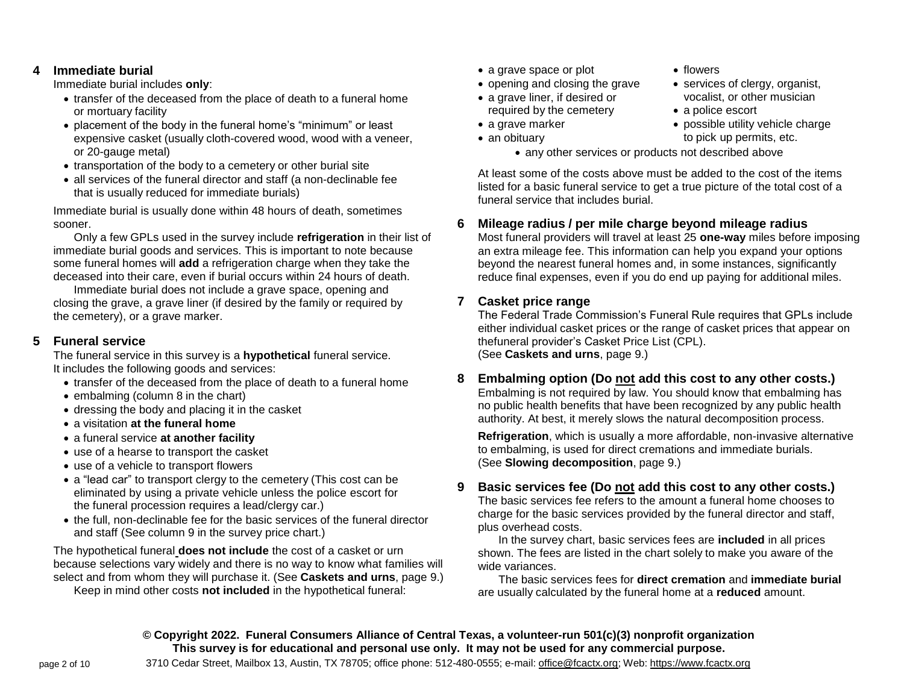## 4 Immediate burial

Immediate burial includes **only**:

- transfer of the deceased from the place of death to a funeral home or mortuary facility
- placement of the body in the funeral home's "minimum" or least expensive casket (usually cloth-covered wood, wood with a veneer, or 20-gauge metal)
- transportation of the body to a cemetery or other burial site
- all services of the funeral director and staff (a non-declinable fee that is usually reduced for immediate burials)

Immediate burial is usually done within 48 hours of death, sometimes sooner.

Only a few GPLs used in the survey include **refrigeration** in their list of immediate burial goods and services. This is important to note because some funeral homes will **add** a refrigeration charge when they take the deceased into their care, even if burial occurs within 24 hours of death.

Immediate burial does not include a grave space, opening and closing the grave, a grave liner (if desired by the family or required by the cemetery), or a grave marker.

## 5 Funeral service

The funeral service in this survey is a **hypothetical** funeral service. It includes the following goods and services:

- transfer of the deceased from the place of death to a funeral home
- embalming (column 8 in the chart)
- dressing the body and placing it in the casket
- a visitation **at the funeral home**
- a funeral service **at another facility**
- use of a hearse to transport the casket
- use of a vehicle to transport flowers
- a "lead car" to transport clergy to the cemetery (This cost can be eliminated by using a private vehicle unless the police escort for the funeral procession requires a lead/clergy car.)
- the full, non-declinable fee for the basic services of the funeral director and staff (See column 9 in the survey price chart.)

The hypothetical funeral **does not include** the cost of a casket or urn because selections vary widely and there is no way to know what families will select and from whom they will purchase it. (See **Caskets and urns**, page 9.)

Keep in mind other costs **not included** in the hypothetical funeral:

- a grave space or plot
- opening and closing the grave
- a grave liner, if desired or required by the cemetery
- a grave marker
- an obituary
- flowers
- services of clergy, organist, vocalist, or other musician
- a police escort
- possible utility vehicle charge to pick up permits, etc.
- any other services or products not described above

At least some of the costs above must be added to the cost of the items listed for a basic funeral service to get a true picture of the total cost of a funeral service that includes burial.

## 6 Mileage radius / per mile charge beyond mileage radius

Most funeral providers will travel at least 25 **one-way** miles before imposing an extra mileage fee. This information can help you expand your options beyond the nearest funeral homes and, in some instances, significantly reduce final expenses, even if you do end up paying for additional miles.

## 7 Casket price range

The Federal Trade Commission's Funeral Rule requires that GPLs include either individual casket prices or the range of casket prices that appear on thefuneral provider's Casket Price List (CPL).
(See **Caskets and urns**, page 9.)

## 8 Embalming option (Do not add this cost to any other costs.)

Embalming is not required by law. You should know that embalming has no public health benefits that have been recognized by any public health authority. At best, it merely slows the natural decomposition process.

**Refrigeration**, which is usually a more affordable, non-invasive alternative to embalming, is used for direct cremations and immediate burials.
(See **Slowing decomposition**, page 9.)

## 9 Basic services fee (Do not add this cost to any other costs.)

The basic services fee refers to the amount a funeral home chooses to charge for the basic services provided by the funeral director and staff, plus overhead costs.

In the survey chart, basic services fees are **included** in all prices shown. The fees are listed in the chart solely to make you aware of the wide variances.

The basic services fees for **direct cremation** and **immediate burial** are usually calculated by the funeral home at a **reduced** amount.

**© Copyright 2022. Funeral Consumers Alliance of Central Texas, a volunteer-run 501(c)(3) nonprofit organization**
**This survey is for educational and personal use only. It may not be used for any commercial purpose.**
3710 Cedar Street, Mailbox 13, Austin, TX 78705; office phone: 512-480-0555; e-mail: office@fcactx.org; Web: https://www.fcactx.org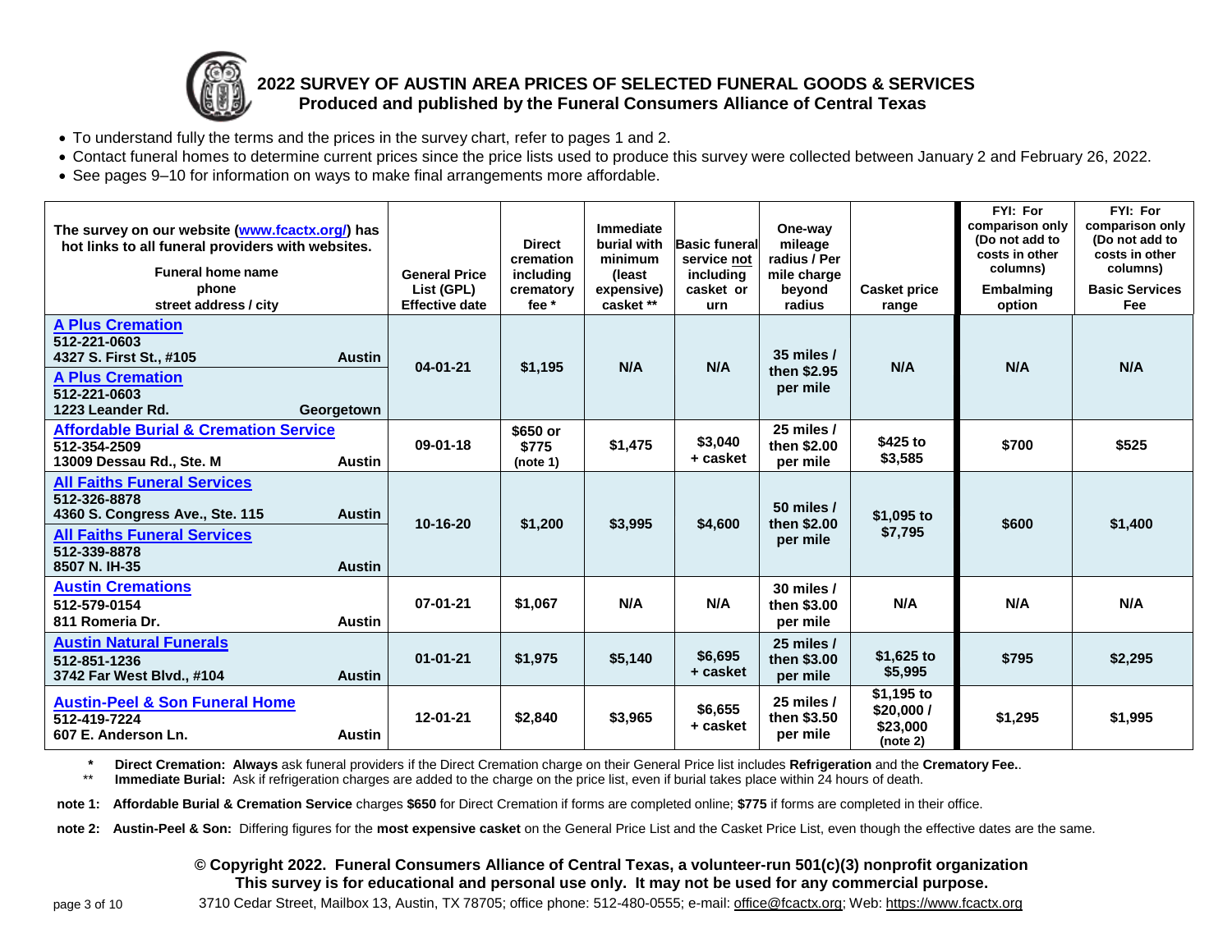# 2022 SURVEY OF AUSTIN AREA PRICES OF SELECTED FUNERAL GOODS & SERVICES

**Produced and published by the Funeral Consumers Alliance of Central Texas**

- To understand fully the terms and the prices in the survey chart, refer to pages 1 and 2.
- Contact funeral homes to determine current prices since the price lists used to produce this survey were collected between January 2 and February 26, 2022.
- See pages 9–10 for information on ways to make final arrangements more affordable.

| The survey on our website (www.fcactx.org/) has hot links to all funeral providers with websites. Funeral home name / phone / street address / city | General Price List (GPL) Effective date | Direct cremation including crematory fee * | Immediate burial with minimum (least expensive) casket ** | Basic funeral service not including casket or urn | One-way mileage radius / Per mile charge beyond radius | Casket price range | FYI: For comparison only (Do not add to costs in other columns) Embalming option | FYI: For comparison only (Do not add to costs in other columns) Basic Services Fee |
|---|---|---|---|---|---|---|---|---|
| **A Plus Cremation** 512-221-0603 4327 S. First St., #105 Austin; **A Plus Cremation** 512-221-0603 1223 Leander Rd. Georgetown | 04-01-21 | $1,195 | N/A | N/A | 35 miles / then $2.95 per mile | N/A | N/A | N/A |
| **Affordable Burial & Cremation Service** 512-354-2509 13009 Dessau Rd., Ste. M Austin | 09-01-18 | $650 or $775 (note 1) | $1,475 | $3,040 + casket | 25 miles / then $2.00 per mile | $425 to $3,585 | $700 | $525 |
| **All Faiths Funeral Services** 512-326-8878 4360 S. Congress Ave., Ste. 115 Austin; **All Faiths Funeral Services** 512-339-8878 8507 N. IH-35 Austin | 10-16-20 | $1,200 | $3,995 | $4,600 | 50 miles / then $2.00 per mile | $1,095 to $7,795 | $600 | $1,400 |
| **Austin Cremations** 512-579-0154 811 Romeria Dr. Austin | 07-01-21 | $1,067 | N/A | N/A | 30 miles / then $3.00 per mile | N/A | N/A | N/A |
| **Austin Natural Funerals** 512-851-1236 3742 Far West Blvd., #104 Austin | 01-01-21 | $1,975 | $5,140 | $6,695 + casket | 25 miles / then $3.00 per mile | $1,625 to $5,995 | $795 | $2,295 |
| **Austin-Peel & Son Funeral Home** 512-419-7224 607 E. Anderson Ln. Austin | 12-01-21 | $2,840 | $3,965 | $6,655 + casket | 25 miles / then $3.50 per mile | $1,195 to $20,000 / $23,000 (note 2) | $1,295 | $1,995 |

\* **Direct Cremation: Always** ask funeral providers if the Direct Cremation charge on their General Price list includes **Refrigeration** and the **Crematory Fee.**.

\*\* **Immediate Burial:** Ask if refrigeration charges are added to the charge on the price list, even if burial takes place within 24 hours of death.

**note 1: Affordable Burial & Cremation Service** charges **$650** for Direct Cremation if forms are completed online; **$775** if forms are completed in their office.

**note 2: Austin-Peel & Son:** Differing figures for the **most expensive casket** on the General Price List and the Casket Price List, even though the effective dates are the same.

**© Copyright 2022. Funeral Consumers Alliance of Central Texas, a volunteer-run 501(c)(3) nonprofit organization**
**This survey is for educational and personal use only. It may not be used for any commercial purpose.**

3710 Cedar Street, Mailbox 13, Austin, TX 78705; office phone: 512-480-0555; e-mail: office@fcactx.org; Web: https://www.fcactx.org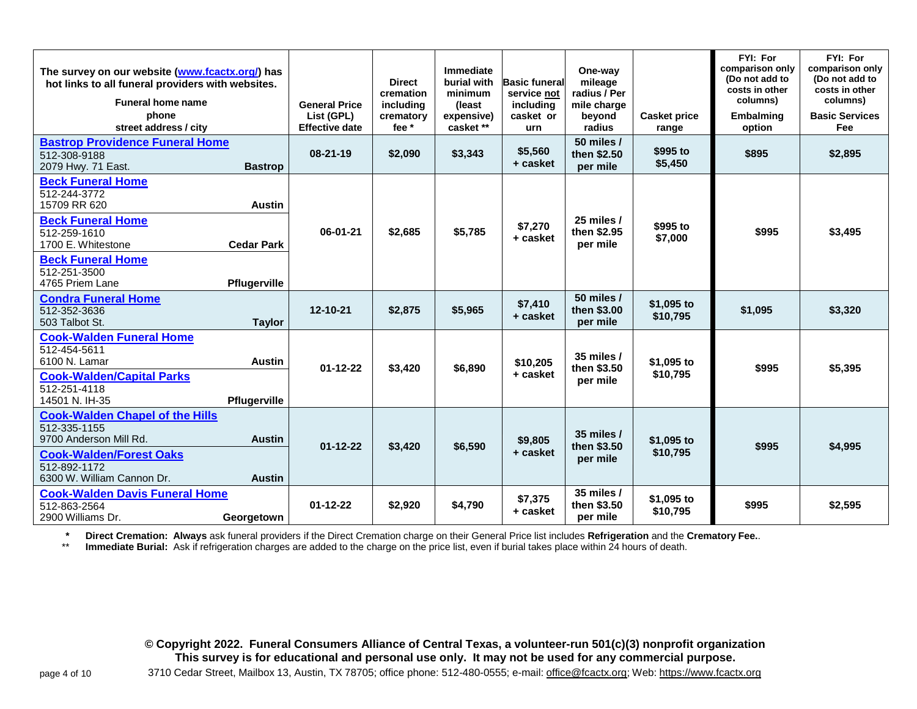| The survey on our website (www.fcactx.org/) has hot links to all funeral providers with websites. Funeral home name phone street address / city | General Price List (GPL) Effective date | Direct cremation including crematory fee * | Immediate burial with minimum (least expensive) casket ** | Basic funeral service not including casket or urn | One-way mileage radius / Per mile charge beyond radius | Casket price range | FYI: For comparison only (Do not add to costs in other columns) Embalming option | FYI: For comparison only (Do not add to costs in other columns) Basic Services Fee |
|---|---|---|---|---|---|---|---|---|
| **Bastrop Providence Funeral Home** 512-308-9188 2079 Hwy. 71 East. **Bastrop** | 08-21-19 | $2,090 | $3,343 | $5,560 + casket | 50 miles / then $2.50 per mile | $995 to $5,450 | $895 | $2,895 |
| **Beck Funeral Home** 512-244-3772 15709 RR 620 **Austin**; **Beck Funeral Home** 512-259-1610 1700 E. Whitestone **Cedar Park**; **Beck Funeral Home** 512-251-3500 4765 Priem Lane **Pflugerville** | 06-01-21 | $2,685 | $5,785 | $7,270 + casket | 25 miles / then $2.95 per mile | $995 to $7,000 | $995 | $3,495 |
| **Condra Funeral Home** 512-352-3636 503 Talbot St. **Taylor** | 12-10-21 | $2,875 | $5,965 | $7,410 + casket | 50 miles / then $3.00 per mile | $1,095 to $10,795 | $1,095 | $3,320 |
| **Cook-Walden Funeral Home** 512-454-5611 6100 N. Lamar **Austin**; **Cook-Walden/Capital Parks** 512-251-4118 14501 N. IH-35 **Pflugerville** | 01-12-22 | $3,420 | $6,890 | $10,205 + casket | 35 miles / then $3.50 per mile | $1,095 to $10,795 | $995 | $5,395 |
| **Cook-Walden Chapel of the Hills** 512-335-1155 9700 Anderson Mill Rd. **Austin**; **Cook-Walden/Forest Oaks** 512-892-1172 6300 W. William Cannon Dr. **Austin** | 01-12-22 | $3,420 | $6,590 | $9,805 + casket | 35 miles / then $3.50 per mile | $1,095 to $10,795 | $995 | $4,995 |
| **Cook-Walden Davis Funeral Home** 512-863-2564 2900 Williams Dr. **Georgetown** | 01-12-22 | $2,920 | $4,790 | $7,375 + casket | 35 miles / then $3.50 per mile | $1,095 to $10,795 | $995 | $2,595 |

\* **Direct Cremation: Always** ask funeral providers if the Direct Cremation charge on their General Price list includes **Refrigeration** and the **Crematory Fee.**.

\** **Immediate Burial:** Ask if refrigeration charges are added to the charge on the price list, even if burial takes place within 24 hours of death.

**© Copyright 2022. Funeral Consumers Alliance of Central Texas, a volunteer-run 501(c)(3) nonprofit organization**
**This survey is for educational and personal use only. It may not be used for any commercial purpose.**
3710 Cedar Street, Mailbox 13, Austin, TX 78705; office phone: 512-480-0555; e-mail: office@fcactx.org; Web: https://www.fcactx.org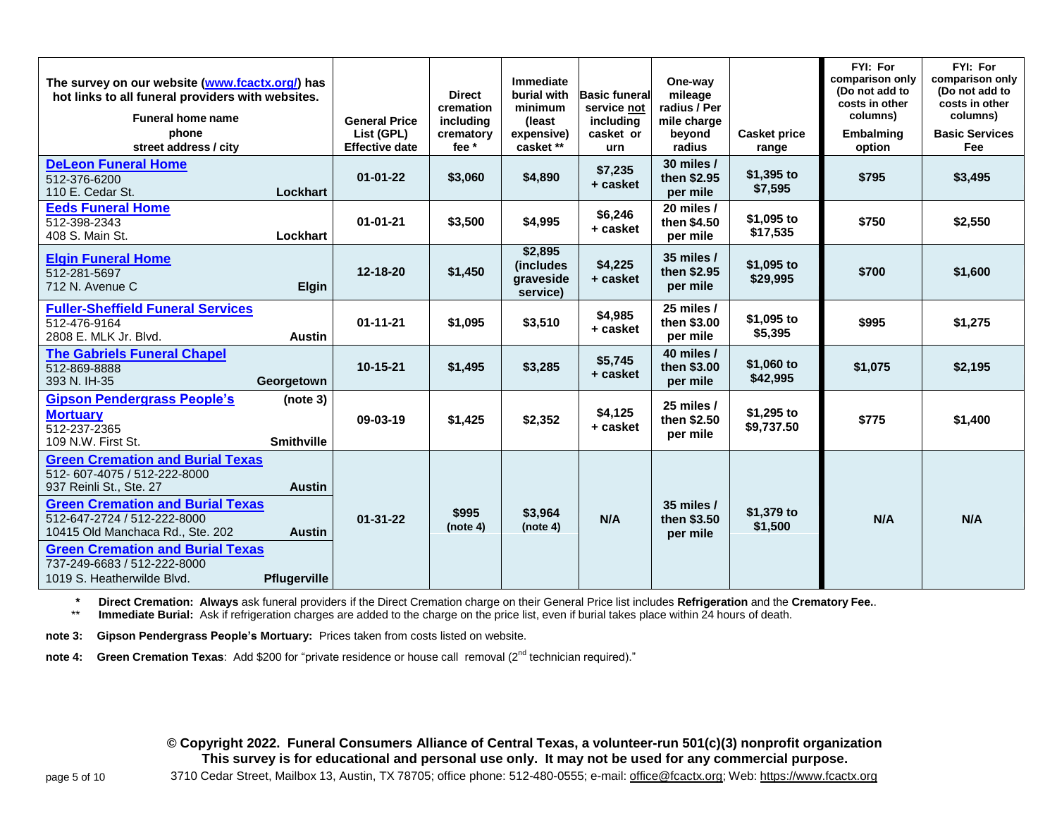| The survey on our website (www.fcactx.org/) has hot links to all funeral providers with websites. Funeral home name phone street address / city | General Price List (GPL) Effective date | Direct cremation including crematory fee * | Immediate burial with minimum (least expensive) casket ** | Basic funeral service not including casket or urn | One-way mileage radius / Per mile charge beyond radius | Casket price range | FYI: For comparison only (Do not add to costs in other columns) Embalming option | FYI: For comparison only (Do not add to costs in other columns) Basic Services Fee |
|---|---|---|---|---|---|---|---|---|
| **DeLeon Funeral Home** 512-376-6200 110 E. Cedar St. **Lockhart** | 01-01-22 | $3,060 | $4,890 | $7,235 + casket | 30 miles / then $2.95 per mile | $1,395 to $7,595 | $795 | $3,495 |
| **Eeds Funeral Home** 512-398-2343 408 S. Main St. **Lockhart** | 01-01-21 | $3,500 | $4,995 | $6,246 + casket | 20 miles / then $4.50 per mile | $1,095 to $17,535 | $750 | $2,550 |
| **Elgin Funeral Home** 512-281-5697 712 N. Avenue C **Elgin** | 12-18-20 | $1,450 | $2,895 (includes graveside service) | $4,225 + casket | 35 miles / then $2.95 per mile | $1,095 to $29,995 | $700 | $1,600 |
| **Fuller-Sheffield Funeral Services** 512-476-9164 2808 E. MLK Jr. Blvd. **Austin** | 01-11-21 | $1,095 | $3,510 | $4,985 + casket | 25 miles / then $3.00 per mile | $1,095 to $5,395 | $995 | $1,275 |
| **The Gabriels Funeral Chapel** 512-869-8888 393 N. IH-35 **Georgetown** | 10-15-21 | $1,495 | $3,285 | $5,745 + casket | 40 miles / then $3.00 per mile | $1,060 to $42,995 | $1,075 | $2,195 |
| **Gipson Pendergrass People's Mortuary** (note 3) 512-237-2365 109 N.W. First St. **Smithville** | 09-03-19 | $1,425 | $2,352 | $4,125 + casket | 25 miles / then $2.50 per mile | $1,295 to $9,737.50 | $775 | $1,400 |
| **Green Cremation and Burial Texas** 512- 607-4075 / 512-222-8000 937 Reinli St., Ste. 27 **Austin**; **Green Cremation and Burial Texas** 512-647-2724 / 512-222-8000 10415 Old Manchaca Rd., Ste. 202 **Austin**; **Green Cremation and Burial Texas** 737-249-6683 / 512-222-8000 1019 S. Heatherwilde Blvd. **Pflugerville** | 01-31-22 | $995 (note 4) | $3,964 (note 4) | N/A | 35 miles / then $3.50 per mile | $1,379 to $1,500 | N/A | N/A |

\* **Direct Cremation: Always** ask funeral providers if the Direct Cremation charge on their General Price list includes **Refrigeration** and the **Crematory Fee.**.

\*\* **Immediate Burial:** Ask if refrigeration charges are added to the charge on the price list, even if burial takes place within 24 hours of death.

**note 3: Gipson Pendergrass People's Mortuary:** Prices taken from costs listed on website.

**note 4: Green Cremation Texas**: Add $200 for "private residence or house call removal (2nd technician required)."

**© Copyright 2022. Funeral Consumers Alliance of Central Texas, a volunteer-run 501(c)(3) nonprofit organization**
**This survey is for educational and personal use only. It may not be used for any commercial purpose.**
3710 Cedar Street, Mailbox 13, Austin, TX 78705; office phone: 512-480-0555; e-mail: office@fcactx.org; Web: https://www.fcactx.org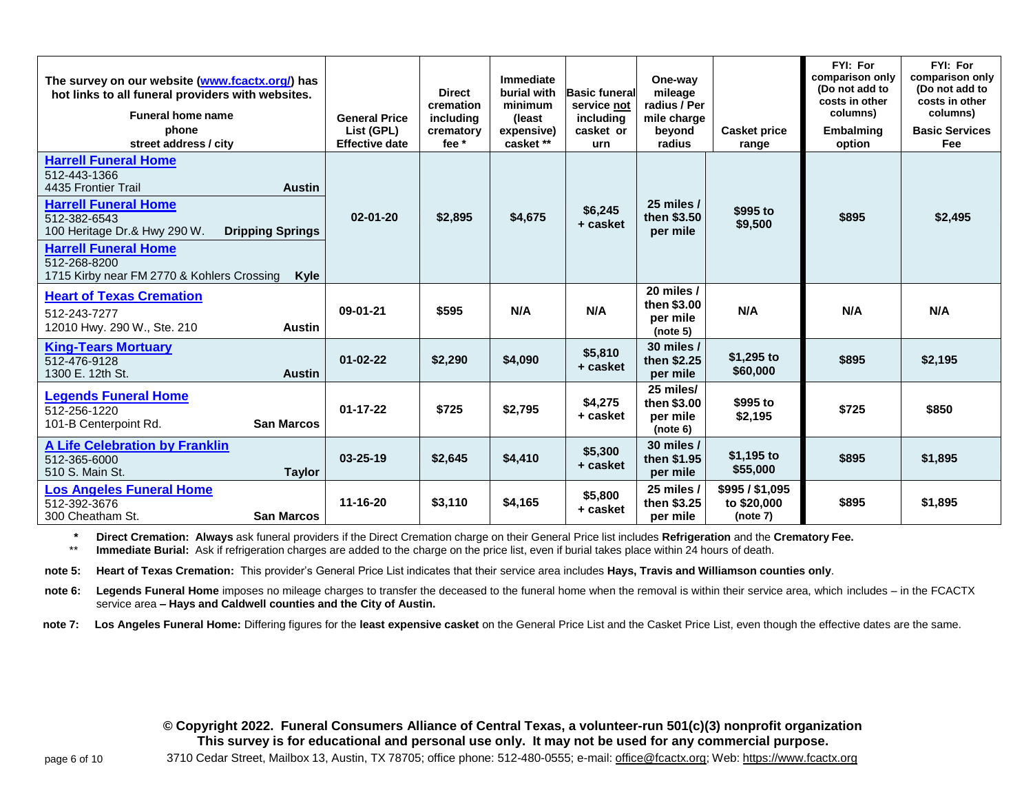| The survey on our website (www.fcactx.org/) has hot links to all funeral providers with websites. Funeral home name phone street address / city | General Price List (GPL) Effective date | Direct cremation including crematory fee * | Immediate burial with minimum (least expensive) casket ** | Basic funeral service not including casket or urn | One-way mileage radius / Per mile charge beyond radius | Casket price range | FYI: For comparison only (Do not add to costs in other columns) Embalming option | FYI: For comparison only (Do not add to costs in other columns) Basic Services Fee |
|---|---|---|---|---|---|---|---|---|
| **Harrell Funeral Home** 512-443-1366 4435 Frontier Trail **Austin** **Harrell Funeral Home** 512-382-6543 100 Heritage Dr.& Hwy 290 W. **Dripping Springs** **Harrell Funeral Home** 512-268-8200 1715 Kirby near FM 2770 & Kohlers Crossing **Kyle** | 02-01-20 | $2,895 | $4,675 | $6,245 + casket | 25 miles / then $3.50 per mile | $995 to $9,500 | $895 | $2,495 |
| **Heart of Texas Cremation** 512-243-7277 12010 Hwy. 290 W., Ste. 210 **Austin** | 09-01-21 | $595 | N/A | N/A | 20 miles / then $3.00 per mile (note 5) | N/A | N/A | N/A |
| **King-Tears Mortuary** 512-476-9128 1300 E. 12th St. **Austin** | 01-02-22 | $2,290 | $4,090 | $5,810 + casket | 30 miles / then $2.25 per mile | $1,295 to $60,000 | $895 | $2,195 |
| **Legends Funeral Home** 512-256-1220 101-B Centerpoint Rd. **San Marcos** | 01-17-22 | $725 | $2,795 | $4,275 + casket | 25 miles/ then $3.00 per mile (note 6) | $995 to $2,195 | $725 | $850 |
| **A Life Celebration by Franklin** 512-365-6000 510 S. Main St. **Taylor** | 03-25-19 | $2,645 | $4,410 | $5,300 + casket | 30 miles / then $1.95 per mile | $1,195 to $55,000 | $895 | $1,895 |
| **Los Angeles Funeral Home** 512-392-3676 300 Cheatham St. **San Marcos** | 11-16-20 | $3,110 | $4,165 | $5,800 + casket | 25 miles / then $3.25 per mile | $995 / $1,095 to $20,000 (note 7) | $895 | $1,895 |

\* **Direct Cremation: Always** ask funeral providers if the Direct Cremation charge on their General Price list includes **Refrigeration** and the **Crematory Fee.**

\*\* **Immediate Burial:** Ask if refrigeration charges are added to the charge on the price list, even if burial takes place within 24 hours of death.

**note 5:** **Heart of Texas Cremation:** This provider's General Price List indicates that their service area includes **Hays, Travis and Williamson counties only**.

**note 6:** **Legends Funeral Home** imposes no mileage charges to transfer the deceased to the funeral home when the removal is within their service area, which includes – in the FCACTX service area **– Hays and Caldwell counties and the City of Austin.**

**note 7:** **Los Angeles Funeral Home:** Differing figures for the **least expensive casket** on the General Price List and the Casket Price List, even though the effective dates are the same.

**© Copyright 2022. Funeral Consumers Alliance of Central Texas, a volunteer-run 501(c)(3) nonprofit organization**
**This survey is for educational and personal use only. It may not be used for any commercial purpose.**
3710 Cedar Street, Mailbox 13, Austin, TX 78705; office phone: 512-480-0555; e-mail: office@fcactx.org; Web: https://www.fcactx.org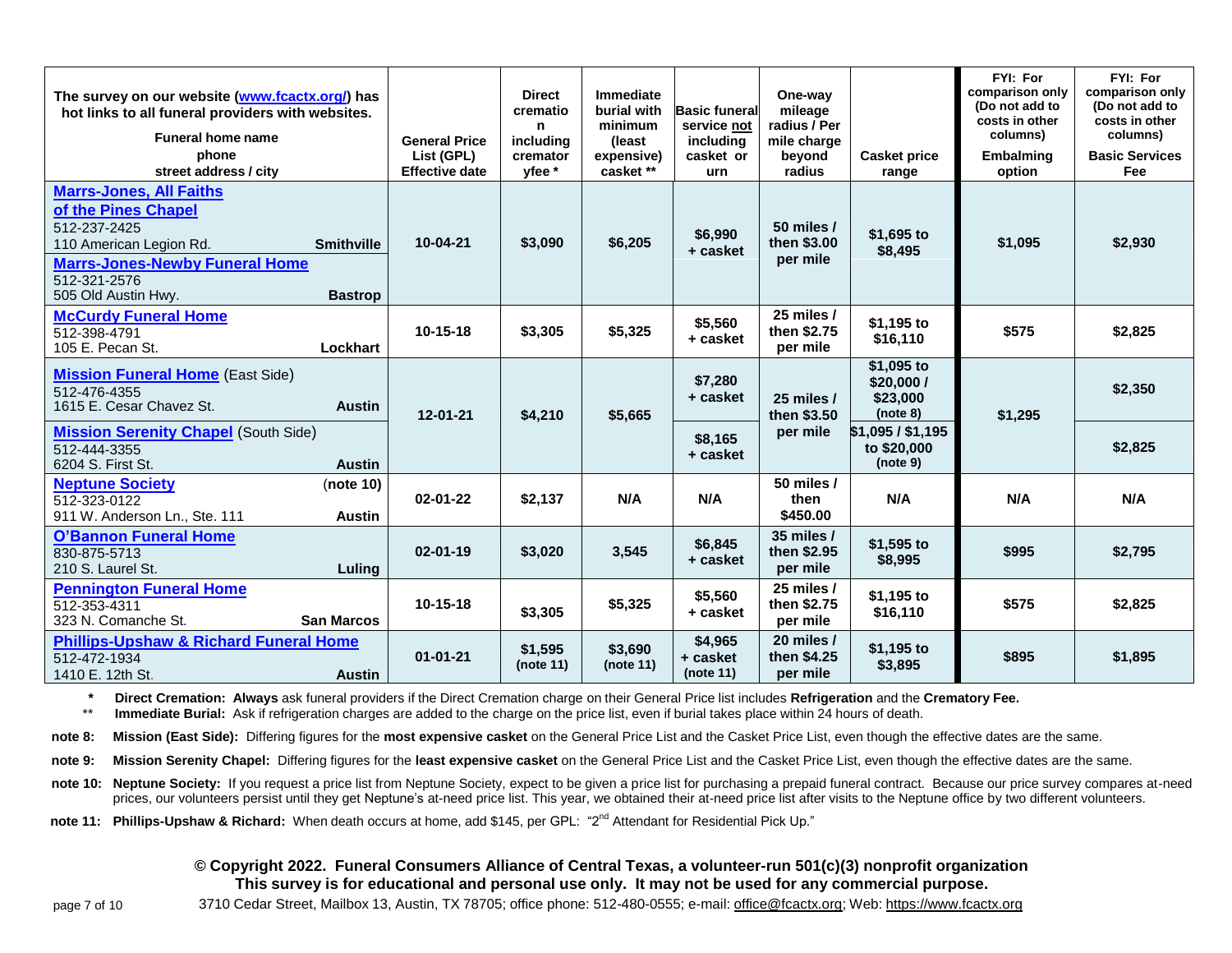| The survey on our website (www.fcactx.org/) has hot links to all funeral providers with websites. Funeral home name phone street address / city | General Price List (GPL) Effective date | Direct cremation including crematory fee * | Immediate burial with minimum (least expensive) casket ** | Basic funeral service not including casket or urn | One-way mileage radius / Per mile charge beyond radius | Casket price range | FYI: For comparison only (Do not add to costs in other columns) Embalming option | FYI: For comparison only (Do not add to costs in other columns) Basic Services Fee |
|---|---|---|---|---|---|---|---|---|
| **Marrs-Jones, All Faiths of the Pines Chapel** 512-237-2425 110 American Legion Rd. **Smithville** **Marrs-Jones-Newby Funeral Home** 512-321-2576 505 Old Austin Hwy. **Bastrop** | 10-04-21 | $3,090 | $6,205 | $6,990 + casket | 50 miles / then $3.00 per mile | $1,695 to $8,495 | $1,095 | $2,930 |
| **McCurdy Funeral Home** 512-398-4791 105 E. Pecan St. **Lockhart** | 10-15-18 | $3,305 | $5,325 | $5,560 + casket | 25 miles / then $2.75 per mile | $1,195 to $16,110 | $575 | $2,825 |
| **Mission Funeral Home** (East Side) 512-476-4355 1615 E. Cesar Chavez St. **Austin** | 12-01-21 | $4,210 | $5,665 | $7,280 + casket | 25 miles / then $3.50 per mile | $1,095 to $20,000 / $23,000 (note 8) | $1,295 | $2,350 |
| **Mission Serenity Chapel** (South Side) 512-444-3355 6204 S. First St. **Austin** | | | | $8,165 + casket | | $1,095 / $1,195 to $20,000 (note 9) | | $2,825 |
| **Neptune Society** (note 10) 512-323-0122 911 W. Anderson Ln., Ste. 111 **Austin** | 02-01-22 | $2,137 | N/A | N/A | 50 miles / then $450.00 | N/A | N/A | N/A |
| **O'Bannon Funeral Home** 830-875-5713 210 S. Laurel St. **Luling** | 02-01-19 | $3,020 | 3,545 | $6,845 + casket | 35 miles / then $2.95 per mile | $1,595 to $8,995 | $995 | $2,795 |
| **Pennington Funeral Home** 512-353-4311 323 N. Comanche St. **San Marcos** | 10-15-18 | $3,305 | $5,325 | $5,560 + casket | 25 miles / then $2.75 per mile | $1,195 to $16,110 | $575 | $2,825 |
| **Phillips-Upshaw & Richard Funeral Home** 512-472-1934 1410 E. 12th St. **Austin** | 01-01-21 | $1,595 (note 11) | $3,690 (note 11) | $4,965 + casket (note 11) | 20 miles / then $4.25 per mile | $1,195 to $3,895 | $895 | $1,895 |

\* **Direct Cremation: Always** ask funeral providers if the Direct Cremation charge on their General Price list includes **Refrigeration** and the **Crematory Fee.**

\*\* **Immediate Burial:** Ask if refrigeration charges are added to the charge on the price list, even if burial takes place within 24 hours of death.

**note 8: Mission (East Side):** Differing figures for the **most expensive casket** on the General Price List and the Casket Price List, even though the effective dates are the same.

**note 9: Mission Serenity Chapel:** Differing figures for the **least expensive casket** on the General Price List and the Casket Price List, even though the effective dates are the same.

**note 10: Neptune Society:** If you request a price list from Neptune Society, expect to be given a price list for purchasing a prepaid funeral contract. Because our price survey compares at-need prices, our volunteers persist until they get Neptune's at-need price list. This year, we obtained their at-need price list after visits to the Neptune office by two different volunteers.

**note 11: Phillips-Upshaw & Richard:** When death occurs at home, add $145, per GPL: "2nd Attendant for Residential Pick Up."

**© Copyright 2022. Funeral Consumers Alliance of Central Texas, a volunteer-run 501(c)(3) nonprofit organization**
**This survey is for educational and personal use only. It may not be used for any commercial purpose.**
3710 Cedar Street, Mailbox 13, Austin, TX 78705; office phone: 512-480-0555; e-mail: office@fcactx.org; Web: https://www.fcactx.org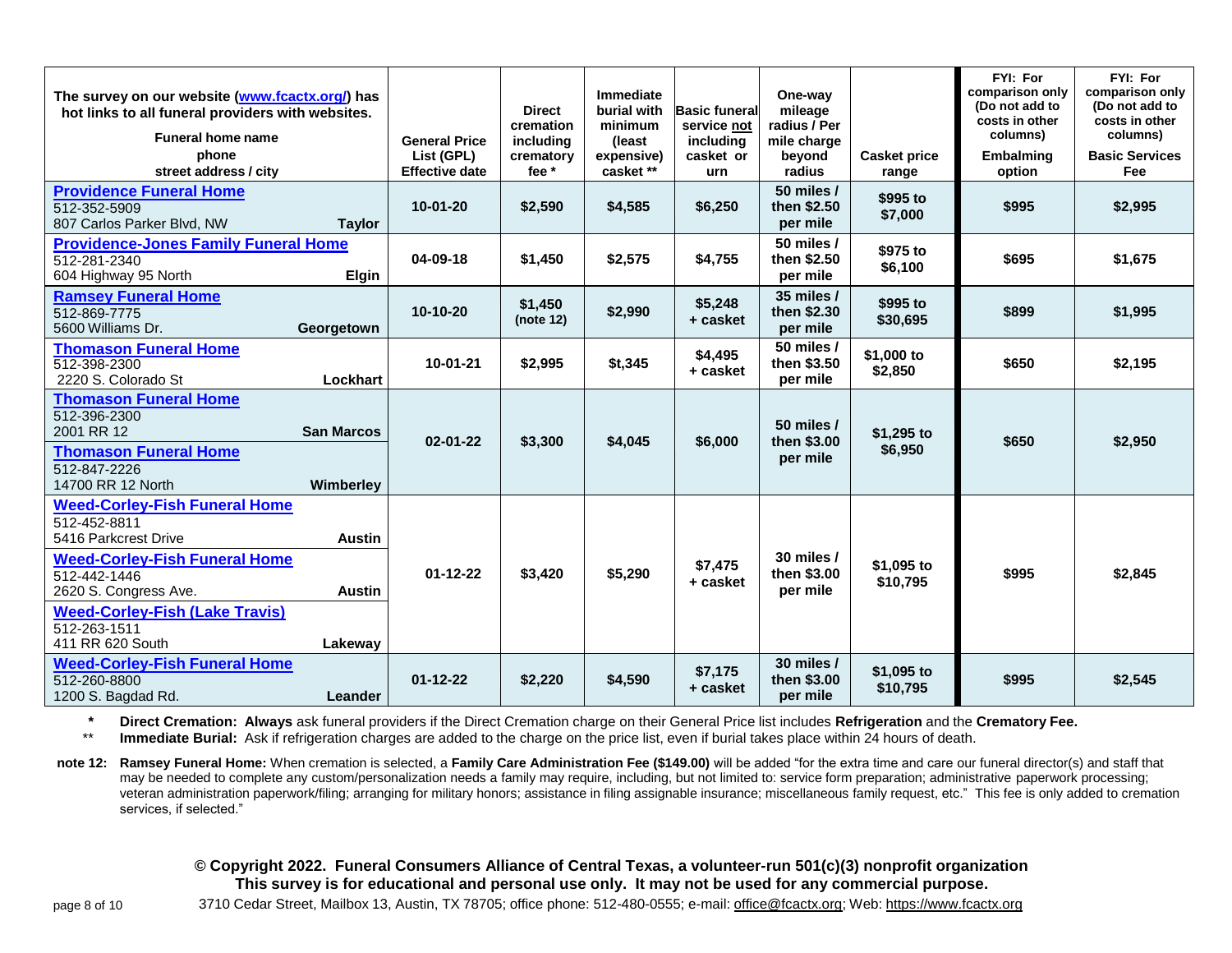| The survey on our website (www.fcactx.org/) has hot links to all funeral providers with websites. Funeral home name phone street address / city | General Price List (GPL) Effective date | Direct cremation including crematory fee * | Immediate burial with minimum (least expensive) casket ** | Basic funeral service not including casket or urn | One-way mileage radius / Per mile charge beyond radius | Casket price range | FYI: For comparison only (Do not add to costs in other columns) Embalming option | FYI: For comparison only (Do not add to costs in other columns) Basic Services Fee |
|---|---|---|---|---|---|---|---|---|
| **Providence Funeral Home** 512-352-5909 807 Carlos Parker Blvd, NW **Taylor** | 10-01-20 | $2,590 | $4,585 | $6,250 | 50 miles / then $2.50 per mile | $995 to $7,000 | $995 | $2,995 |
| **Providence-Jones Family Funeral Home** 512-281-2340 604 Highway 95 North **Elgin** | 04-09-18 | $1,450 | $2,575 | $4,755 | 50 miles / then $2.50 per mile | $975 to $6,100 | $695 | $1,675 |
| **Ramsey Funeral Home** 512-869-7775 5600 Williams Dr. **Georgetown** | 10-10-20 | $1,450 (note 12) | $2,990 | $5,248 + casket | 35 miles / then $2.30 per mile | $995 to $30,695 | $899 | $1,995 |
| **Thomason Funeral Home** 512-398-2300 2220 S. Colorado St **Lockhart** | 10-01-21 | $2,995 | $t,345 | $4,495 + casket | 50 miles / then $3.50 per mile | $1,000 to $2,850 | $650 | $2,195 |
| **Thomason Funeral Home** 512-396-2300 2001 RR 12 **San Marcos**; **Thomason Funeral Home** 512-847-2226 14700 RR 12 North **Wimberley** | 02-01-22 | $3,300 | $4,045 | $6,000 | 50 miles / then $3.00 per mile | $1,295 to $6,950 | $650 | $2,950 |
| **Weed-Corley-Fish Funeral Home** 512-452-8811 5416 Parkcrest Drive **Austin**; **Weed-Corley-Fish Funeral Home** 512-442-1446 2620 S. Congress Ave. **Austin**; **Weed-Corley-Fish (Lake Travis)** 512-263-1511 411 RR 620 South **Lakeway** | 01-12-22 | $3,420 | $5,290 | $7,475 + casket | 30 miles / then $3.00 per mile | $1,095 to $10,795 | $995 | $2,845 |
| **Weed-Corley-Fish Funeral Home** 512-260-8800 1200 S. Bagdad Rd. **Leander** | 01-12-22 | $2,220 | $4,590 | $7,175 + casket | 30 miles / then $3.00 per mile | $1,095 to $10,795 | $995 | $2,545 |

\* **Direct Cremation: Always** ask funeral providers if the Direct Cremation charge on their General Price list includes **Refrigeration** and the **Crematory Fee.**

\*\* **Immediate Burial:** Ask if refrigeration charges are added to the charge on the price list, even if burial takes place within 24 hours of death.

**note 12: Ramsey Funeral Home:** When cremation is selected, a **Family Care Administration Fee ($149.00)** will be added "for the extra time and care our funeral director(s) and staff that may be needed to complete any custom/personalization needs a family may require, including, but not limited to: service form preparation; administrative paperwork processing; veteran administration paperwork/filing; arranging for military honors; assistance in filing assignable insurance; miscellaneous family request, etc." This fee is only added to cremation services, if selected."

**© Copyright 2022. Funeral Consumers Alliance of Central Texas, a volunteer-run 501(c)(3) nonprofit organization**
**This survey is for educational and personal use only. It may not be used for any commercial purpose.**
3710 Cedar Street, Mailbox 13, Austin, TX 78705; office phone: 512-480-0555; e-mail: office@fcactx.org; Web: https://www.fcactx.org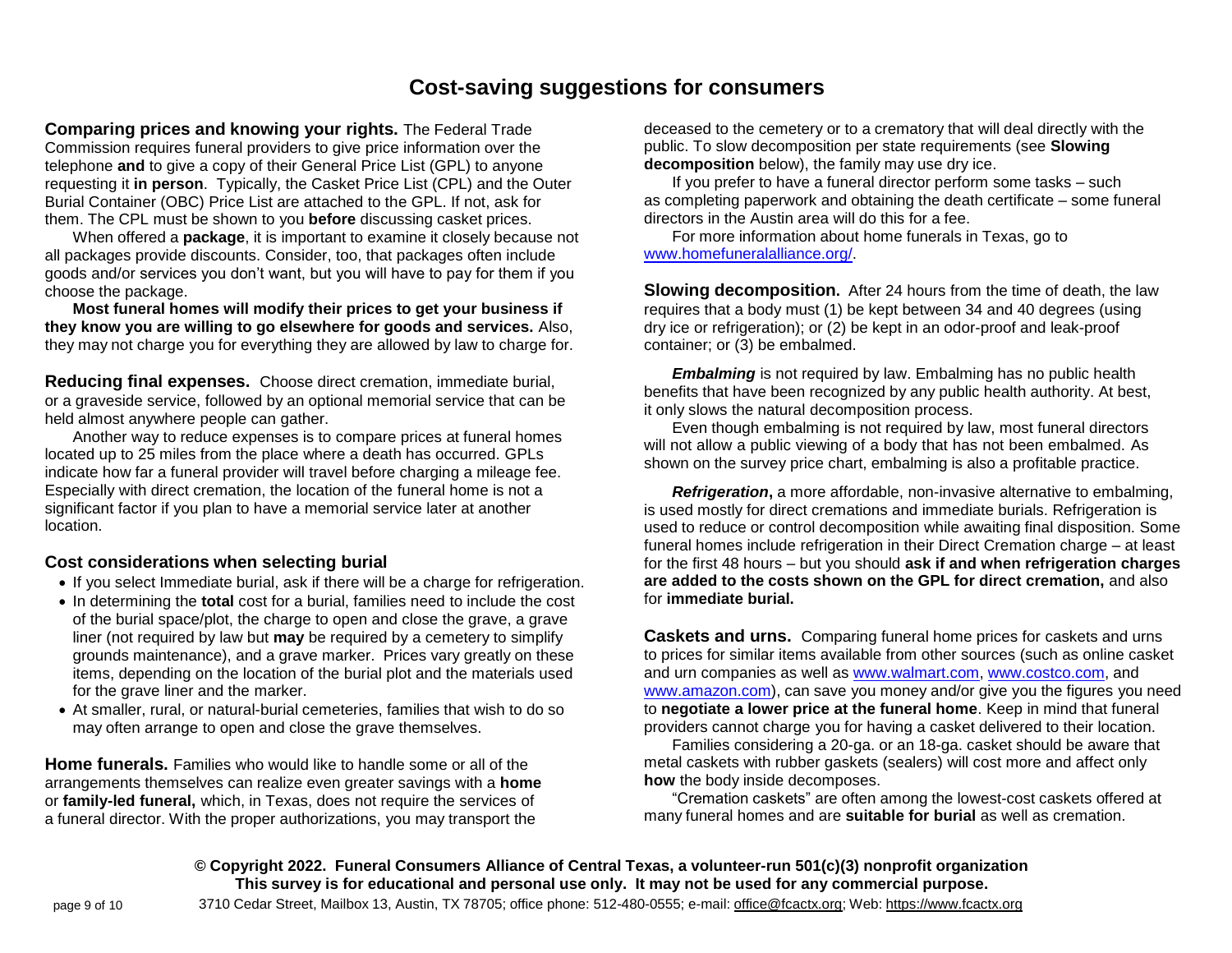# Cost-saving suggestions for consumers

**Comparing prices and knowing your rights.** The Federal Trade Commission requires funeral providers to give price information over the telephone **and** to give a copy of their General Price List (GPL) to anyone requesting it **in person**. Typically, the Casket Price List (CPL) and the Outer Burial Container (OBC) Price List are attached to the GPL. If not, ask for them. The CPL must be shown to you **before** discussing casket prices.

When offered a **package**, it is important to examine it closely because not all packages provide discounts. Consider, too, that packages often include goods and/or services you don't want, but you will have to pay for them if you choose the package.

**Most funeral homes will modify their prices to get your business if they know you are willing to go elsewhere for goods and services.** Also, they may not charge you for everything they are allowed by law to charge for.

**Reducing final expenses.** Choose direct cremation, immediate burial, or a graveside service, followed by an optional memorial service that can be held almost anywhere people can gather.

Another way to reduce expenses is to compare prices at funeral homes located up to 25 miles from the place where a death has occurred. GPLs indicate how far a funeral provider will travel before charging a mileage fee. Especially with direct cremation, the location of the funeral home is not a significant factor if you plan to have a memorial service later at another location.

### Cost considerations when selecting burial

- If you select Immediate burial, ask if there will be a charge for refrigeration.
- In determining the **total** cost for a burial, families need to include the cost of the burial space/plot, the charge to open and close the grave, a grave liner (not required by law but **may** be required by a cemetery to simplify grounds maintenance), and a grave marker. Prices vary greatly on these items, depending on the location of the burial plot and the materials used for the grave liner and the marker.
- At smaller, rural, or natural-burial cemeteries, families that wish to do so may often arrange to open and close the grave themselves.

**Home funerals.** Families who would like to handle some or all of the arrangements themselves can realize even greater savings with a **home** or **family-led funeral,** which, in Texas, does not require the services of a funeral director. With the proper authorizations, you may transport the deceased to the cemetery or to a crematory that will deal directly with the public. To slow decomposition per state requirements (see **Slowing decomposition** below), the family may use dry ice.

If you prefer to have a funeral director perform some tasks – such as completing paperwork and obtaining the death certificate – some funeral directors in the Austin area will do this for a fee.

For more information about home funerals in Texas, go to www.homefuneralalliance.org/.

**Slowing decomposition.** After 24 hours from the time of death, the law requires that a body must (1) be kept between 34 and 40 degrees (using dry ice or refrigeration); or (2) be kept in an odor-proof and leak-proof container; or (3) be embalmed.

***Embalming*** is not required by law. Embalming has no public health benefits that have been recognized by any public health authority. At best, it only slows the natural decomposition process.

Even though embalming is not required by law, most funeral directors will not allow a public viewing of a body that has not been embalmed. As shown on the survey price chart, embalming is also a profitable practice.

***Refrigeration***, a more affordable, non-invasive alternative to embalming, is used mostly for direct cremations and immediate burials. Refrigeration is used to reduce or control decomposition while awaiting final disposition. Some funeral homes include refrigeration in their Direct Cremation charge – at least for the first 48 hours – but you should **ask if and when refrigeration charges are added to the costs shown on the GPL for direct cremation,** and also for **immediate burial.**

**Caskets and urns.** Comparing funeral home prices for caskets and urns to prices for similar items available from other sources (such as online casket and urn companies as well as www.walmart.com, www.costco.com, and www.amazon.com), can save you money and/or give you the figures you need to **negotiate a lower price at the funeral home**. Keep in mind that funeral providers cannot charge you for having a casket delivered to their location.

Families considering a 20-ga. or an 18-ga. casket should be aware that metal caskets with rubber gaskets (sealers) will cost more and affect only **how** the body inside decomposes.

"Cremation caskets" are often among the lowest-cost caskets offered at many funeral homes and are **suitable for burial** as well as cremation.

**© Copyright 2022. Funeral Consumers Alliance of Central Texas, a volunteer-run 501(c)(3) nonprofit organization**
**This survey is for educational and personal use only. It may not be used for any commercial purpose.**
3710 Cedar Street, Mailbox 13, Austin, TX 78705; office phone: 512-480-0555; e-mail: office@fcactx.org; Web: https://www.fcactx.org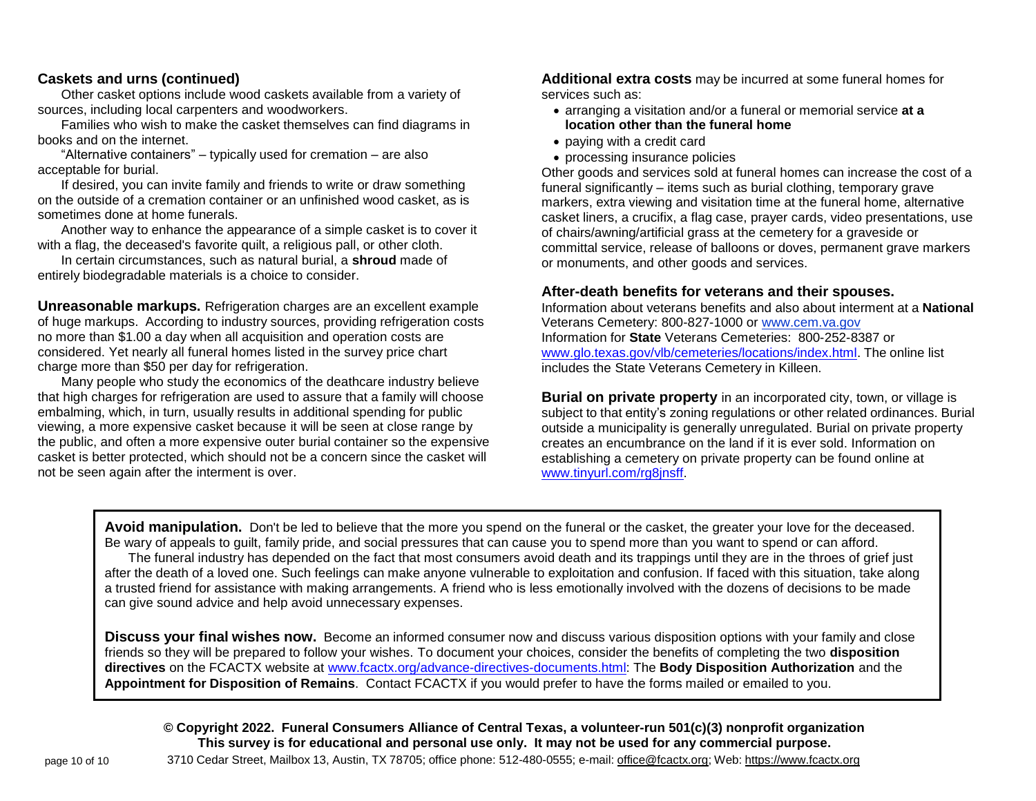### Caskets and urns (continued)

Other casket options include wood caskets available from a variety of sources, including local carpenters and woodworkers.

Families who wish to make the casket themselves can find diagrams in books and on the internet.

"Alternative containers" – typically used for cremation – are also acceptable for burial.

If desired, you can invite family and friends to write or draw something on the outside of a cremation container or an unfinished wood casket, as is sometimes done at home funerals.

Another way to enhance the appearance of a simple casket is to cover it with a flag, the deceased's favorite quilt, a religious pall, or other cloth.

In certain circumstances, such as natural burial, a **shroud** made of entirely biodegradable materials is a choice to consider.

**Unreasonable markups.** Refrigeration charges are an excellent example of huge markups. According to industry sources, providing refrigeration costs no more than $1.00 a day when all acquisition and operation costs are considered. Yet nearly all funeral homes listed in the survey price chart charge more than $50 per day for refrigeration.

Many people who study the economics of the deathcare industry believe that high charges for refrigeration are used to assure that a family will choose embalming, which, in turn, usually results in additional spending for public viewing, a more expensive casket because it will be seen at close range by the public, and often a more expensive outer burial container so the expensive casket is better protected, which should not be a concern since the casket will not be seen again after the interment is over.

**Additional extra costs** may be incurred at some funeral homes for services such as:

- arranging a visitation and/or a funeral or memorial service **at a location other than the funeral home**
- paying with a credit card
- processing insurance policies

Other goods and services sold at funeral homes can increase the cost of a funeral significantly – items such as burial clothing, temporary grave markers, extra viewing and visitation time at the funeral home, alternative casket liners, a crucifix, a flag case, prayer cards, video presentations, use of chairs/awning/artificial grass at the cemetery for a graveside or committal service, release of balloons or doves, permanent grave markers or monuments, and other goods and services.

### After-death benefits for veterans and their spouses.

Information about veterans benefits and also about interment at a **National** Veterans Cemetery: 800-827-1000 or www.cem.va.gov
Information for **State** Veterans Cemeteries: 800-252-8387 or www.glo.texas.gov/vlb/cemeteries/locations/index.html. The online list includes the State Veterans Cemetery in Killeen.

**Burial on private property** in an incorporated city, town, or village is subject to that entity's zoning regulations or other related ordinances. Burial outside a municipality is generally unregulated. Burial on private property creates an encumbrance on the land if it is ever sold. Information on establishing a cemetery on private property can be found online at www.tinyurl.com/rg8jnsff.

**Avoid manipulation.** Don't be led to believe that the more you spend on the funeral or the casket, the greater your love for the deceased. Be wary of appeals to guilt, family pride, and social pressures that can cause you to spend more than you want to spend or can afford.

The funeral industry has depended on the fact that most consumers avoid death and its trappings until they are in the throes of grief just after the death of a loved one. Such feelings can make anyone vulnerable to exploitation and confusion. If faced with this situation, take along a trusted friend for assistance with making arrangements. A friend who is less emotionally involved with the dozens of decisions to be made can give sound advice and help avoid unnecessary expenses.

**Discuss your final wishes now.** Become an informed consumer now and discuss various disposition options with your family and close friends so they will be prepared to follow your wishes. To document your choices, consider the benefits of completing the two **disposition directives** on the FCACTX website at www.fcactx.org/advance-directives-documents.html: The **Body Disposition Authorization** and the **Appointment for Disposition of Remains**. Contact FCACTX if you would prefer to have the forms mailed or emailed to you.

**© Copyright 2022. Funeral Consumers Alliance of Central Texas, a volunteer-run 501(c)(3) nonprofit organization**
**This survey is for educational and personal use only. It may not be used for any commercial purpose.**
3710 Cedar Street, Mailbox 13, Austin, TX 78705; office phone: 512-480-0555; e-mail: office@fcactx.org; Web: https://www.fcactx.org